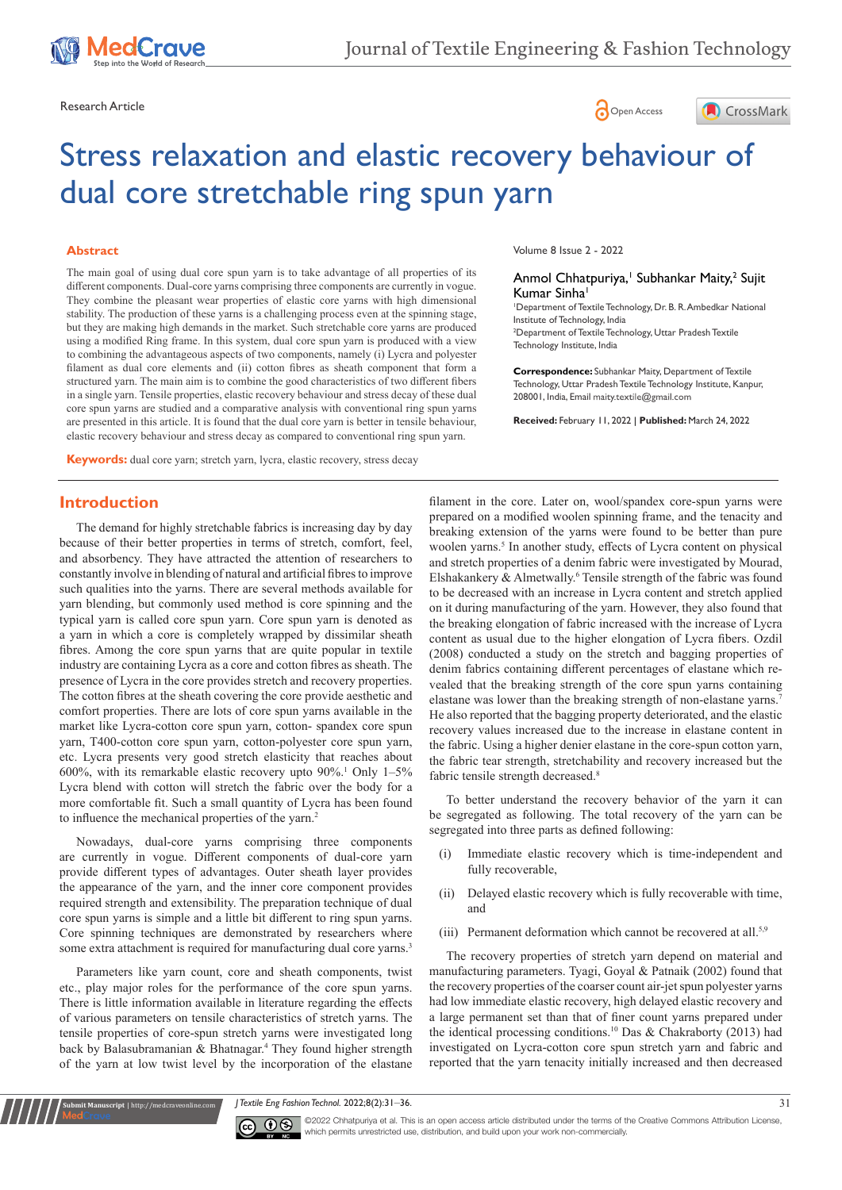Research Article

Open Access

# Stress relaxation and elastic recovery behaviour of dual core stretchable ring spun yarn

Volume 8 Issue 2 - 2022

Anmol Chhatpuriya,[1] Subhankar Maity,[2] Sujit Kumar Sinha[1]

[1]Department of Textile Technology, Dr. B. R. Ambedkar National Institute of Technology, India

[2]Department of Textile Technology, Uttar Pradesh Textile Technology Institute, India

**Correspondence:** Subhankar Maity, Department of Textile Technology, Uttar Pradesh Textile Technology Institute, Kanpur, 208001, India, Email maity.textile@gmail.com

**Received:** February 11, 2022 | **Published:** March 24, 2022

## Abstract

The main goal of using dual core spun yarn is to take advantage of all properties of its different components. Dual-core yarns comprising three components are currently in vogue. They combine the pleasant wear properties of elastic core yarns with high dimensional stability. The production of these yarns is a challenging process even at the spinning stage, but they are making high demands in the market. Such stretchable core yarns are produced using a modified Ring frame. In this system, dual core spun yarn is produced with a view to combining the advantageous aspects of two components, namely (i) Lycra and polyester filament as dual core elements and (ii) cotton fibres as sheath component that form a structured yarn. The main aim is to combine the good characteristics of two different fibers in a single yarn. Tensile properties, elastic recovery behaviour and stress decay of these dual core spun yarns are studied and a comparative analysis with conventional ring spun yarns are presented in this article. It is found that the dual core yarn is better in tensile behaviour, elastic recovery behaviour and stress decay as compared to conventional ring spun yarn.

**Keywords:** dual core yarn; stretch yarn, lycra, elastic recovery, stress decay

## Introduction

The demand for highly stretchable fabrics is increasing day by day because of their better properties in terms of stretch, comfort, feel, and absorbency. They have attracted the attention of researchers to constantly involve in blending of natural and artificial fibres to improve such qualities into the yarns. There are several methods available for yarn blending, but commonly used method is core spinning and the typical yarn is called core spun yarn. Core spun yarn is denoted as a yarn in which a core is completely wrapped by dissimilar sheath fibres. Among the core spun yarns that are quite popular in textile industry are containing Lycra as a core and cotton fibres as sheath. The presence of Lycra in the core provides stretch and recovery properties. The cotton fibres at the sheath covering the core provide aesthetic and comfort properties. There are lots of core spun yarns available in the market like Lycra-cotton core spun yarn, cotton- spandex core spun yarn, T400-cotton core spun yarn, cotton-polyester core spun yarn, etc. Lycra presents very good stretch elasticity that reaches about 600%, with its remarkable elastic recovery upto 90%.[1] Only 1–5% Lycra blend with cotton will stretch the fabric over the body for a more comfortable fit. Such a small quantity of Lycra has been found to influence the mechanical properties of the yarn.[2]

Nowadays, dual-core yarns comprising three components are currently in vogue. Different components of dual-core yarn provide different types of advantages. Outer sheath layer provides the appearance of the yarn, and the inner core component provides required strength and extensibility. The preparation technique of dual core spun yarns is simple and a little bit different to ring spun yarns. Core spinning techniques are demonstrated by researchers where some extra attachment is required for manufacturing dual core yarns.[3]

Parameters like yarn count, core and sheath components, twist etc., play major roles for the performance of the core spun yarns. There is little information available in literature regarding the effects of various parameters on tensile characteristics of stretch yarns. The tensile properties of core-spun stretch yarns were investigated long back by Balasubramanian & Bhatnagar.[4] They found higher strength of the yarn at low twist level by the incorporation of the elastane filament in the core. Later on, wool/spandex core-spun yarns were prepared on a modified woolen spinning frame, and the tenacity and breaking extension of the yarns were found to be better than pure woolen yarns.[5] In another study, effects of Lycra content on physical and stretch properties of a denim fabric were investigated by Mourad, Elshakankery & Almetwally.[6] Tensile strength of the fabric was found to be decreased with an increase in Lycra content and stretch applied on it during manufacturing of the yarn. However, they also found that the breaking elongation of fabric increased with the increase of Lycra content as usual due to the higher elongation of Lycra fibers. Ozdil (2008) conducted a study on the stretch and bagging properties of denim fabrics containing different percentages of elastane which revealed that the breaking strength of the core spun yarns containing elastane was lower than the breaking strength of non-elastane yarns.[7] He also reported that the bagging property deteriorated, and the elastic recovery values increased due to the increase in elastane content in the fabric. Using a higher denier elastane in the core-spun cotton yarn, the fabric tear strength, stretchability and recovery increased but the fabric tensile strength decreased.[8]

To better understand the recovery behavior of the yarn it can be segregated as following. The total recovery of the yarn can be segregated into three parts as defined following:

(i) Immediate elastic recovery which is time-independent and fully recoverable,

(ii) Delayed elastic recovery which is fully recoverable with time, and

(iii) Permanent deformation which cannot be recovered at all.[5,9]

The recovery properties of stretch yarn depend on material and manufacturing parameters. Tyagi, Goyal & Patnaik (2002) found that the recovery properties of the coarser count air-jet spun polyester yarns had low immediate elastic recovery, high delayed elastic recovery and a large permanent set than that of finer count yarns prepared under the identical processing conditions.[10] Das & Chakraborty (2013) had investigated on Lycra-cotton core spun stretch yarn and fabric and reported that the yarn tenacity initially increased and then decreased

©2022 Chhatpuriya et al. This is an open access article distributed under the terms of the Creative Commons Attribution License, which permits unrestricted use, distribution, and build upon your work non-commercially.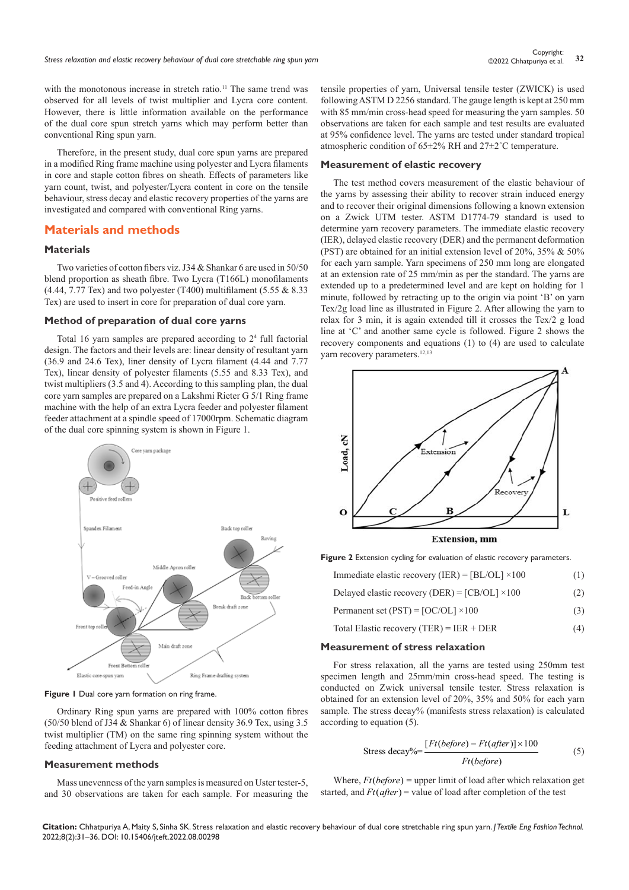with the monotonous increase in stretch ratio.[11] The same trend was observed for all levels of twist multiplier and Lycra core content. However, there is little information available on the performance of the dual core spun stretch yarns which may perform better than conventional Ring spun yarn.

Therefore, in the present study, dual core spun yarns are prepared in a modified Ring frame machine using polyester and Lycra filaments in core and staple cotton fibres on sheath. Effects of parameters like yarn count, twist, and polyester/Lycra content in core on the tensile behaviour, stress decay and elastic recovery properties of the yarns are investigated and compared with conventional Ring yarns.

## Materials and methods

### Materials

Two varieties of cotton fibers viz. J34 & Shankar 6 are used in 50/50 blend proportion as sheath fibre. Two Lycra (T166L) monofilaments (4.44, 7.77 Tex) and two polyester (T400) multifilament (5.55 & 8.33 Tex) are used to insert in core for preparation of dual core yarn.

### Method of preparation of dual core yarns

Total 16 yarn samples are prepared according to $2^4$ full factorial design. The factors and their levels are: linear density of resultant yarn (36.9 and 24.6 Tex), liner density of Lycra filament (4.44 and 7.77 Tex), linear density of polyester filaments (5.55 and 8.33 Tex), and twist multipliers (3.5 and 4). According to this sampling plan, the dual core yarn samples are prepared on a Lakshmi Rieter G 5/1 Ring frame machine with the help of an extra Lycra feeder and polyester filament feeder attachment at a spindle speed of 17000rpm. Schematic diagram of the dual core spinning system is shown in Figure 1.

**Figure 1** Dual core yarn formation on ring frame.

Ordinary Ring spun yarns are prepared with 100% cotton fibres (50/50 blend of J34 & Shankar 6) of linear density 36.9 Tex, using 3.5 twist multiplier (TM) on the same ring spinning system without the feeding attachment of Lycra and polyester core.

### Measurement methods

Mass unevenness of the yarn samples is measured on Uster tester-5, and 30 observations are taken for each sample. For measuring the tensile properties of yarn, Universal tensile tester (ZWICK) is used following ASTM D 2256 standard. The gauge length is kept at 250 mm with 85 mm/min cross-head speed for measuring the yarn samples. 50 observations are taken for each sample and test results are evaluated at 95% confidence level. The yarns are tested under standard tropical atmospheric condition of 65±2% RH and 27±2˚C temperature.

### Measurement of elastic recovery

The test method covers measurement of the elastic behaviour of the yarns by assessing their ability to recover strain induced energy and to recover their original dimensions following a known extension on a Zwick UTM tester. ASTM D1774-79 standard is used to determine yarn recovery parameters. The immediate elastic recovery (IER), delayed elastic recovery (DER) and the permanent deformation (PST) are obtained for an initial extension level of 20%, 35% & 50% for each yarn sample. Yarn specimens of 250 mm long are elongated at an extension rate of 25 mm/min as per the standard. The yarns are extended up to a predetermined level and are kept on holding for 1 minute, followed by retracting up to the origin via point 'B' on yarn Tex/2g load line as illustrated in Figure 2. After allowing the yarn to relax for 3 min, it is again extended till it crosses the Tex/2 g load line at 'C' and another same cycle is followed. Figure 2 shows the recovery components and equations (1) to (4) are used to calculate yarn recovery parameters.[12,13]

**Figure 2** Extension cycling for evaluation of elastic recovery parameters.

$$\text{Immediate elastic recovery (IER)} = [BL/OL] \times 100 \quad (1)$$

$$\text{Delayed elastic recovery (DER)} = [CB/OL] \times 100 \quad (2)$$

$$\text{Permanent set (PST)} = [OC/OL] \times 100 \quad (3)$$

$$\text{Total Elastic recovery (TER)} = IER + DER \quad (4)$$

### Measurement of stress relaxation

For stress relaxation, all the yarns are tested using 250mm test specimen length and 25mm/min cross-head speed. The testing is conducted on Zwick universal tensile tester. Stress relaxation is obtained for an extension level of 20%, 35% and 50% for each yarn sample. The stress decay% (manifests stress relaxation) is calculated according to equation (5).

$$\text{Stress decay\%} = \frac{[Ft(before) - Ft(after)] \times 100}{Ft(before)} \quad (5)$$

Where, $Ft(before)$ = upper limit of load after which relaxation get started, and $Ft(after)$ = value of load after completion of the test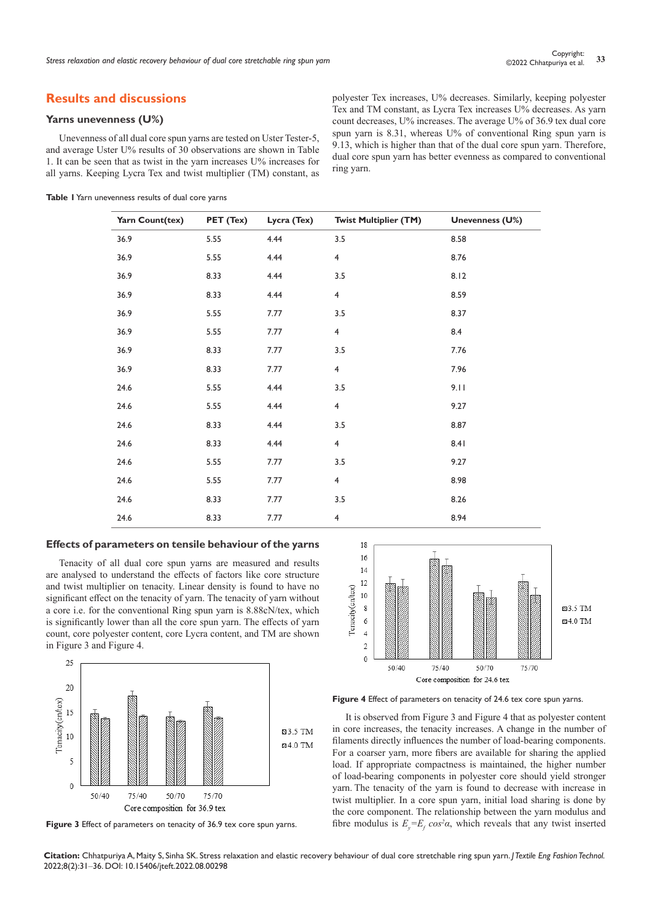## Results and discussions

### Yarns unevenness (U%)

Unevenness of all dual core spun yarns are tested on Uster Tester-5, and average Uster U% results of 30 observations are shown in Table 1. It can be seen that as twist in the yarn increases U% increases for all yarns. Keeping Lycra Tex and twist multiplier (TM) constant, as polyester Tex increases, U% decreases. Similarly, keeping polyester Tex and TM constant, as Lycra Tex increases U% decreases. As yarn count decreases, U% increases. The average U% of 36.9 tex dual core spun yarn is 8.31, whereas U% of conventional Ring spun yarn is 9.13, which is higher than that of the dual core spun yarn. Therefore, dual core spun yarn has better evenness as compared to conventional ring yarn.

**Table 1** Yarn unevenness results of dual core yarns

| Yarn Count(tex) | PET (Tex) | Lycra (Tex) | Twist Multiplier (TM) | Unevenness (U%) |
|---|---|---|---|---|
| 36.9 | 5.55 | 4.44 | 3.5 | 8.58 |
| 36.9 | 5.55 | 4.44 | 4 | 8.76 |
| 36.9 | 8.33 | 4.44 | 3.5 | 8.12 |
| 36.9 | 8.33 | 4.44 | 4 | 8.59 |
| 36.9 | 5.55 | 7.77 | 3.5 | 8.37 |
| 36.9 | 5.55 | 7.77 | 4 | 8.4 |
| 36.9 | 8.33 | 7.77 | 3.5 | 7.76 |
| 36.9 | 8.33 | 7.77 | 4 | 7.96 |
| 24.6 | 5.55 | 4.44 | 3.5 | 9.11 |
| 24.6 | 5.55 | 4.44 | 4 | 9.27 |
| 24.6 | 8.33 | 4.44 | 3.5 | 8.87 |
| 24.6 | 8.33 | 4.44 | 4 | 8.41 |
| 24.6 | 5.55 | 7.77 | 3.5 | 9.27 |
| 24.6 | 5.55 | 7.77 | 4 | 8.98 |
| 24.6 | 8.33 | 7.77 | 3.5 | 8.26 |
| 24.6 | 8.33 | 7.77 | 4 | 8.94 |

### Effects of parameters on tensile behaviour of the yarns

Tenacity of all dual core spun yarns are measured and results are analysed to understand the effects of factors like core structure and twist multiplier on tenacity. Linear density is found to have no significant effect on the tenacity of yarn. The tenacity of yarn without a core i.e. for the conventional Ring spun yarn is 8.88cN/tex, which is significantly lower than all the core spun yarn. The effects of yarn count, core polyester content, core Lycra content, and TM are shown in Figure 3 and Figure 4.

**Figure 3** Effect of parameters on tenacity of 36.9 tex core spun yarns.

**Figure 4** Effect of parameters on tenacity of 24.6 tex core spun yarns.

It is observed from Figure 3 and Figure 4 that as polyester content in core increases, the tenacity increases. A change in the number of filaments directly influences the number of load-bearing components. For a coarser yarn, more fibers are available for sharing the applied load. If appropriate compactness is maintained, the higher number of load-bearing components in polyester core should yield stronger yarn. The tenacity of the yarn is found to decrease with increase in twist multiplier. In a core spun yarn, initial load sharing is done by the core component. The relationship between the yarn modulus and fibre modulus is $E_y = E_f \cos^2\alpha$, which reveals that any twist inserted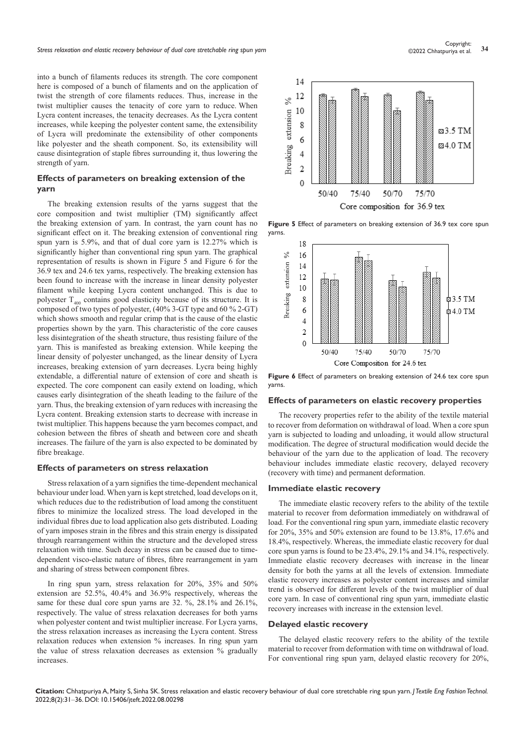into a bunch of filaments reduces its strength. The core component here is composed of a bunch of filaments and on the application of twist the strength of core filaments reduces. Thus, increase in the twist multiplier causes the tenacity of core yarn to reduce. When Lycra content increases, the tenacity decreases. As the Lycra content increases, while keeping the polyester content same, the extensibility of Lycra will predominate the extensibility of other components like polyester and the sheath component. So, its extensibility will cause disintegration of staple fibres surrounding it, thus lowering the strength of yarn.

### Effects of parameters on breaking extension of the yarn

The breaking extension results of the yarns suggest that the core composition and twist multiplier (TM) significantly affect the breaking extension of yarn. In contrast, the yarn count has no significant effect on it. The breaking extension of conventional ring spun yarn is 5.9%, and that of dual core yarn is 12.27% which is significantly higher than conventional ring spun yarn. The graphical representation of results is shown in Figure 5 and Figure 6 for the 36.9 tex and 24.6 tex yarns, respectively. The breaking extension has been found to increase with the increase in linear density polyester filament while keeping Lycra content unchanged. This is due to polyester $T_{400}$ contains good elasticity because of its structure. It is composed of two types of polyester, (40% 3-GT type and 60 % 2-GT) which shows smooth and regular crimp that is the cause of the elastic properties shown by the yarn. This characteristic of the core causes less disintegration of the sheath structure, thus resisting failure of the yarn. This is manifested as breaking extension. While keeping the linear density of polyester unchanged, as the linear density of Lycra increases, breaking extension of yarn decreases. Lycra being highly extendable, a differential nature of extension of core and sheath is expected. The core component can easily extend on loading, which causes early disintegration of the sheath leading to the failure of the yarn. Thus, the breaking extension of yarn reduces with increasing the Lycra content. Breaking extension starts to decrease with increase in twist multiplier. This happens because the yarn becomes compact, and cohesion between the fibres of sheath and between core and sheath increases. The failure of the yarn is also expected to be dominated by fibre breakage.

### Effects of parameters on stress relaxation

Stress relaxation of a yarn signifies the time-dependent mechanical behaviour under load. When yarn is kept stretched, load develops on it, which reduces due to the redistribution of load among the constituent fibres to minimize the localized stress. The load developed in the individual fibres due to load application also gets distributed. Loading of yarn imposes strain in the fibres and this strain energy is dissipated through rearrangement within the structure and the developed stress relaxation with time. Such decay in stress can be caused due to time-dependent visco-elastic nature of fibres, fibre rearrangement in yarn and sharing of stress between component fibres.

In ring spun yarn, stress relaxation for 20%, 35% and 50% extension are 52.5%, 40.4% and 36.9% respectively, whereas the same for these dual core spun yarns are 32. %, 28.1% and 26.1%, respectively. The value of stress relaxation decreases for both yarns when polyester content and twist multiplier increase. For Lycra yarns, the stress relaxation increases as increasing the Lycra content. Stress relaxation reduces when extension % increases. In ring spun yarn the value of stress relaxation decreases as extension % gradually increases.

Figure 5 Effect of parameters on breaking extension of 36.9 tex core spun yarns.

Figure 6 Effect of parameters on breaking extension of 24.6 tex core spun yarns.

### Effects of parameters on elastic recovery properties

The recovery properties refer to the ability of the textile material to recover from deformation on withdrawal of load. When a core spun yarn is subjected to loading and unloading, it would allow structural modification. The degree of structural modification would decide the behaviour of the yarn due to the application of load. The recovery behaviour includes immediate elastic recovery, delayed recovery (recovery with time) and permanent deformation.

### Immediate elastic recovery

The immediate elastic recovery refers to the ability of the textile material to recover from deformation immediately on withdrawal of load. For the conventional ring spun yarn, immediate elastic recovery for 20%, 35% and 50% extension are found to be 13.8%, 17.6% and 18.4%, respectively. Whereas, the immediate elastic recovery for dual core spun yarns is found to be 23.4%, 29.1% and 34.1%, respectively. Immediate elastic recovery decreases with increase in the linear density for both the yarns at all the levels of extension. Immediate elastic recovery increases as polyester content increases and similar trend is observed for different levels of the twist multiplier of dual core yarn. In case of conventional ring spun yarn, immediate elastic recovery increases with increase in the extension level.

### Delayed elastic recovery

The delayed elastic recovery refers to the ability of the textile material to recover from deformation with time on withdrawal of load. For conventional ring spun yarn, delayed elastic recovery for 20%,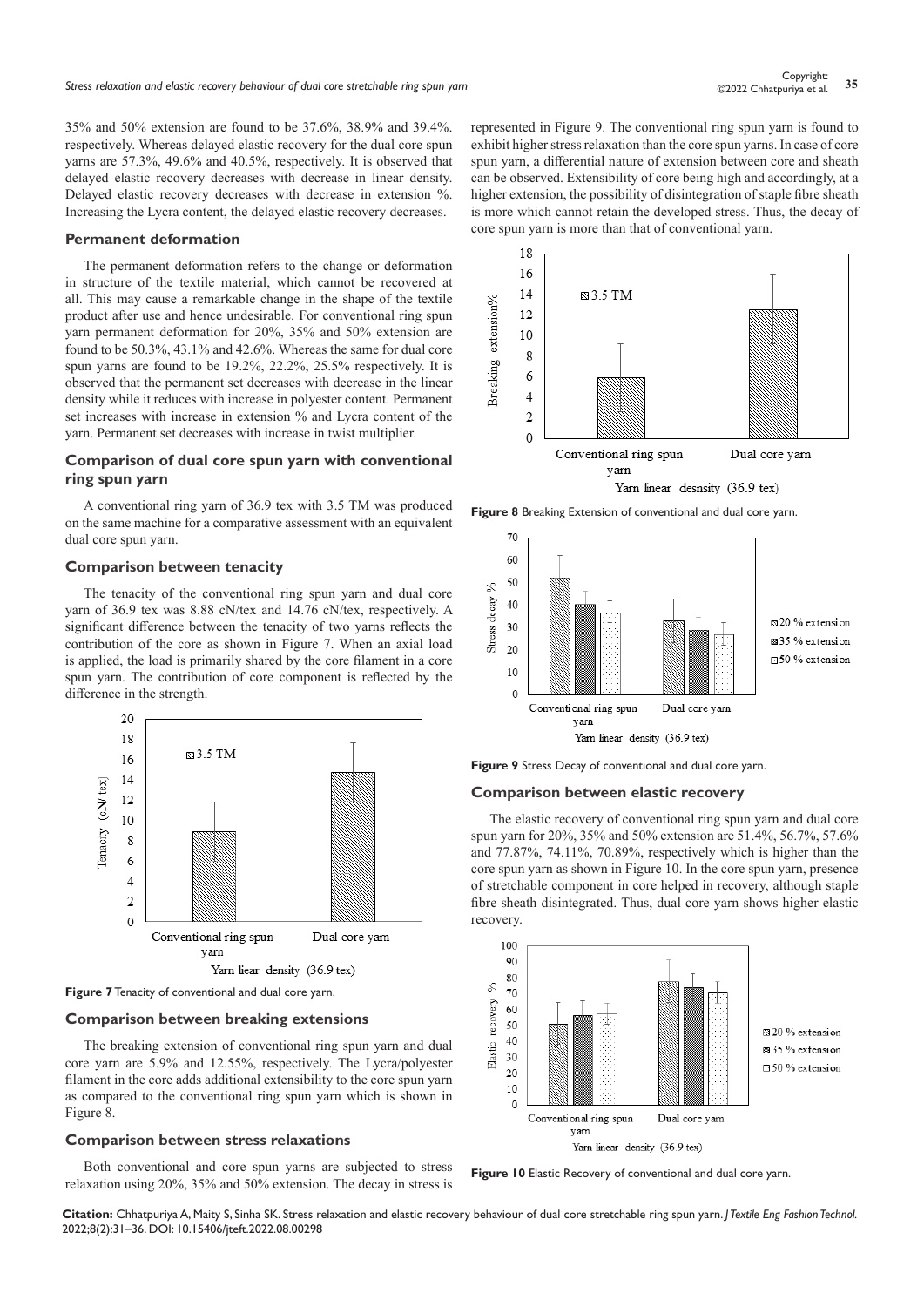35% and 50% extension are found to be 37.6%, 38.9% and 39.4%. respectively. Whereas delayed elastic recovery for the dual core spun yarns are 57.3%, 49.6% and 40.5%, respectively. It is observed that delayed elastic recovery decreases with decrease in linear density. Delayed elastic recovery decreases with decrease in extension %. Increasing the Lycra content, the delayed elastic recovery decreases.

### Permanent deformation

The permanent deformation refers to the change or deformation in structure of the textile material, which cannot be recovered at all. This may cause a remarkable change in the shape of the textile product after use and hence undesirable. For conventional ring spun yarn permanent deformation for 20%, 35% and 50% extension are found to be 50.3%, 43.1% and 42.6%. Whereas the same for dual core spun yarns are found to be 19.2%, 22.2%, 25.5% respectively. It is observed that the permanent set decreases with decrease in the linear density while it reduces with increase in polyester content. Permanent set increases with increase in extension % and Lycra content of the yarn. Permanent set decreases with increase in twist multiplier.

## Comparison of dual core spun yarn with conventional ring spun yarn

A conventional ring yarn of 36.9 tex with 3.5 TM was produced on the same machine for a comparative assessment with an equivalent dual core spun yarn.

### Comparison between tenacity

The tenacity of the conventional ring spun yarn and dual core yarn of 36.9 tex was 8.88 cN/tex and 14.76 cN/tex, respectively. A significant difference between the tenacity of two yarns reflects the contribution of the core as shown in Figure 7. When an axial load is applied, the load is primarily shared by the core filament in a core spun yarn. The contribution of core component is reflected by the difference in the strength.

**Figure 7** Tenacity of conventional and dual core yarn.

### Comparison between breaking extensions

The breaking extension of conventional ring spun yarn and dual core yarn are 5.9% and 12.55%, respectively. The Lycra/polyester filament in the core adds additional extensibility to the core spun yarn as compared to the conventional ring spun yarn which is shown in Figure 8.

### Comparison between stress relaxations

Both conventional and core spun yarns are subjected to stress relaxation using 20%, 35% and 50% extension. The decay in stress is represented in Figure 9. The conventional ring spun yarn is found to exhibit higher stress relaxation than the core spun yarns. In case of core spun yarn, a differential nature of extension between core and sheath can be observed. Extensibility of core being high and accordingly, at a higher extension, the possibility of disintegration of staple fibre sheath is more which cannot retain the developed stress. Thus, the decay of core spun yarn is more than that of conventional yarn.

**Figure 8** Breaking Extension of conventional and dual core yarn.

**Figure 9** Stress Decay of conventional and dual core yarn.

### Comparison between elastic recovery

The elastic recovery of conventional ring spun yarn and dual core spun yarn for 20%, 35% and 50% extension are 51.4%, 56.7%, 57.6% and 77.87%, 74.11%, 70.89%, respectively which is higher than the core spun yarn as shown in Figure 10. In the core spun yarn, presence of stretchable component in core helped in recovery, although staple fibre sheath disintegrated. Thus, dual core yarn shows higher elastic recovery.

**Figure 10** Elastic Recovery of conventional and dual core yarn.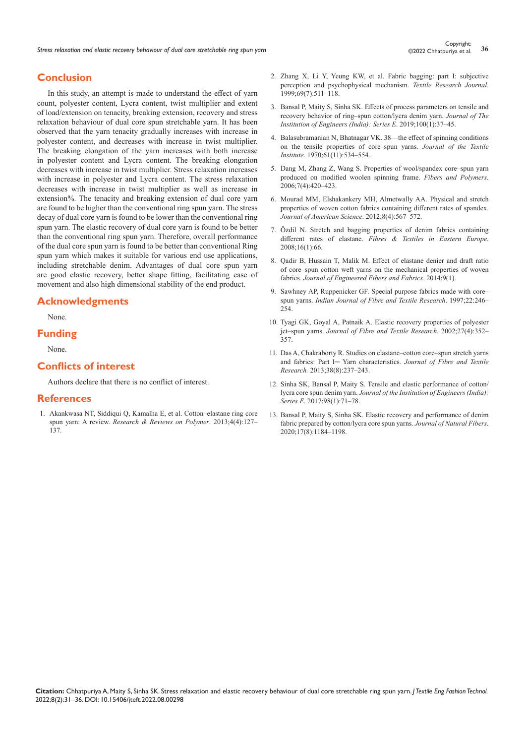## Conclusion

In this study, an attempt is made to understand the effect of yarn count, polyester content, Lycra content, twist multiplier and extent of load/extension on tenacity, breaking extension, recovery and stress relaxation behaviour of dual core spun stretchable yarn. It has been observed that the yarn tenacity gradually increases with increase in polyester content, and decreases with increase in twist multiplier. The breaking elongation of the yarn increases with both increase in polyester content and Lycra content. The breaking elongation decreases with increase in twist multiplier. Stress relaxation increases with increase in polyester and Lycra content. The stress relaxation decreases with increase in twist multiplier as well as increase in extension%. The tenacity and breaking extension of dual core yarn are found to be higher than the conventional ring spun yarn. The stress decay of dual core yarn is found to be lower than the conventional ring spun yarn. The elastic recovery of dual core yarn is found to be better than the conventional ring spun yarn. Therefore, overall performance of the dual core spun yarn is found to be better than conventional Ring spun yarn which makes it suitable for various end use applications, including stretchable denim. Advantages of dual core spun yarn are good elastic recovery, better shape fitting, facilitating ease of movement and also high dimensional stability of the end product.

## Acknowledgments

None.

## Funding

None.

## Conflicts of interest

Authors declare that there is no conflict of interest.

## References

1. Akankwasa NT, Siddiqui Q, Kamalha E, et al. Cotton–elastane ring core spun yarn: A review. *Research & Reviews on Polymer*. 2013;4(4):127–137.
2. Zhang X, Li Y, Yeung KW, et al. Fabric bagging: part I: subjective perception and psychophysical mechanism. *Textile Research Journal*. 1999;69(7):511–118.
3. Bansal P, Maity S, Sinha SK. Effects of process parameters on tensile and recovery behavior of ring–spun cotton/lycra denim yarn. *Journal of The Institution of Engineers (India): Series E*. 2019;100(1):37–45.
4. Balasubramanian N, Bhatnagar VK. 38—the effect of spinning conditions on the tensile properties of core–spun yarns. *Journal of the Textile Institute*. 1970;61(11):534–554.
5. Dang M, Zhang Z, Wang S. Properties of wool/spandex core–spun yarn produced on modified woolen spinning frame. *Fibers and Polymers*. 2006;7(4):420–423.
6. Mourad MM, Elshakankery MH, Almetwally AA. Physical and stretch properties of woven cotton fabrics containing different rates of spandex. *Journal of American Science*. 2012;8(4):567–572.
7. Özdil N. Stretch and bagging properties of denim fabrics containing different rates of elastane. *Fibres & Textiles in Eastern Europe*. 2008;16(1):66.
8. Qadir B, Hussain T, Malik M. Effect of elastane denier and draft ratio of core–spun cotton weft yarns on the mechanical properties of woven fabrics. *Journal of Engineered Fibers and Fabrics*. 2014;9(1).
9. Sawhney AP, Ruppenicker GF. Special purpose fabrics made with core–spun yarns. *Indian Journal of Fibre and Textile Research*. 1997;22:246–254.
10. Tyagi GK, Goyal A, Patnaik A. Elastic recovery properties of polyester jet–spun yarns. *Journal of Fibre and Textile Research.* 2002;27(4):352–357.
11. Das A, Chakraborty R. Studies on elastane–cotton core–spun stretch yarns and fabrics: Part I─ Yarn characteristics. *Journal of Fibre and Textile Research.* 2013;38(8):237–243.
12. Sinha SK, Bansal P, Maity S. Tensile and elastic performance of cotton/lycra core spun denim yarn. *Journal of the Institution of Engineers (India): Series E*. 2017;98(1):71–78.
13. Bansal P, Maity S, Sinha SK. Elastic recovery and performance of denim fabric prepared by cotton/lycra core spun yarns. *Journal of Natural Fibers*. 2020;17(8):1184–1198.